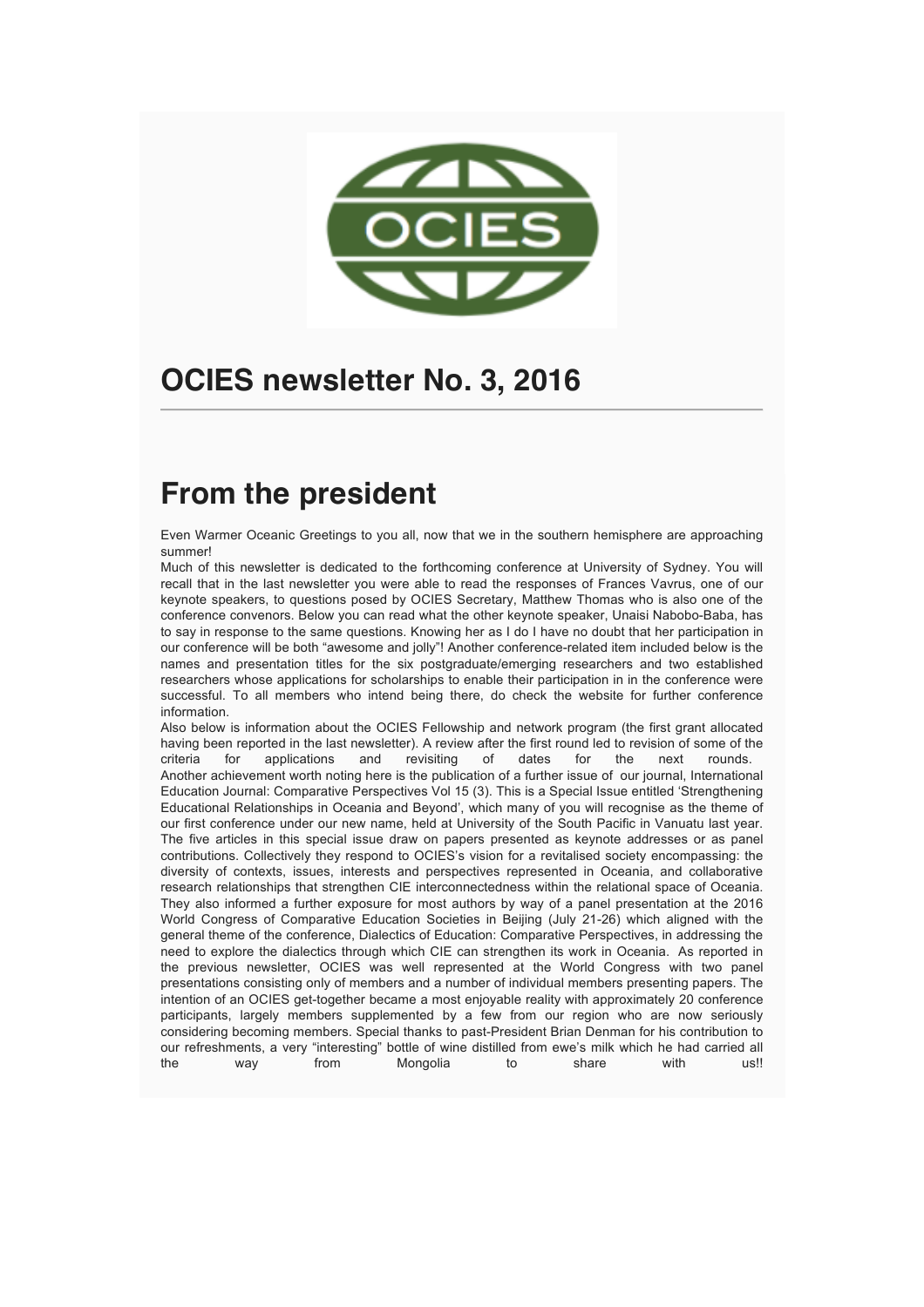# OCIES newsletter No. 3, 2016

# From the president

Even Warmer Oceanic Greetings to you all, now that we in the southern hemisphere are approaching summer!

Much of this newsletter is dedicated to the forthcoming conference at University of Sydney. You will recall that in the last newsletter you were able to read the responses of Frances Vavrus, one of our keynote speakers, to questions posed by OCIES Secretary, Matthew Thomas who is also one of the conference convenors. Below you can read what the other keynote speaker, Unaisi Nabobo-Baba, has to say in response to the same questions. Knowing her as I do I have no doubt that her participation in our conference will be both "awesome and jolly"! Another conference-related item included below is the names and presentation titles for the six postgraduate/emerging researchers and two established researchers whose applications for scholarships to enable their participation in in the conference were successful. To all members who intend being there, do check the website for further conference information.

Also below is information about the OCIES Fellowship and network program (the first grant allocated having been reported in the last newsletter). A review after the first round led to revision of some of the criteria for applications and revisiting of dates for the next rounds.

Another achievement worth noting here is the publication of a further issue of our journal, International Education Journal: Comparative Perspectives Vol 15 (3). This is a Special Issue entitled 'Strengthening Educational Relationships in Oceania and Beyond', which many of you will recognise as the theme of our first conference under our new name, held at University of the South Pacific in Vanuatu last year. The five articles in this special issue draw on papers presented as keynote addresses or as panel contributions. Collectively they respond to OCIES's vision for a revitalised society encompassing: the diversity of contexts, issues, interests and perspectives represented in Oceania, and collaborative research relationships that strengthen CIE interconnectedness within the relational space of Oceania. They also informed a further exposure for most authors by way of a panel presentation at the 2016 World Congress of Comparative Education Societies in Beijing (July 21-26) which aligned with the general theme of the conference, Dialectics of Education: Comparative Perspectives, in addressing the need to explore the dialectics through which CIE can strengthen its work in Oceania. As reported in the previous newsletter, OCIES was well represented at the World Congress with two panel presentations consisting only of members and a number of individual members presenting papers. The intention of an OCIES get-together became a most enjoyable reality with approximately 20 conference participants, largely members supplemented by a few from our region who are now seriously considering becoming members. Special thanks to past-President Brian Denman for his contribution to our refreshments, a very "interesting" bottle of wine distilled from ewe's milk which he had carried all the way from Mongolia to share with us!!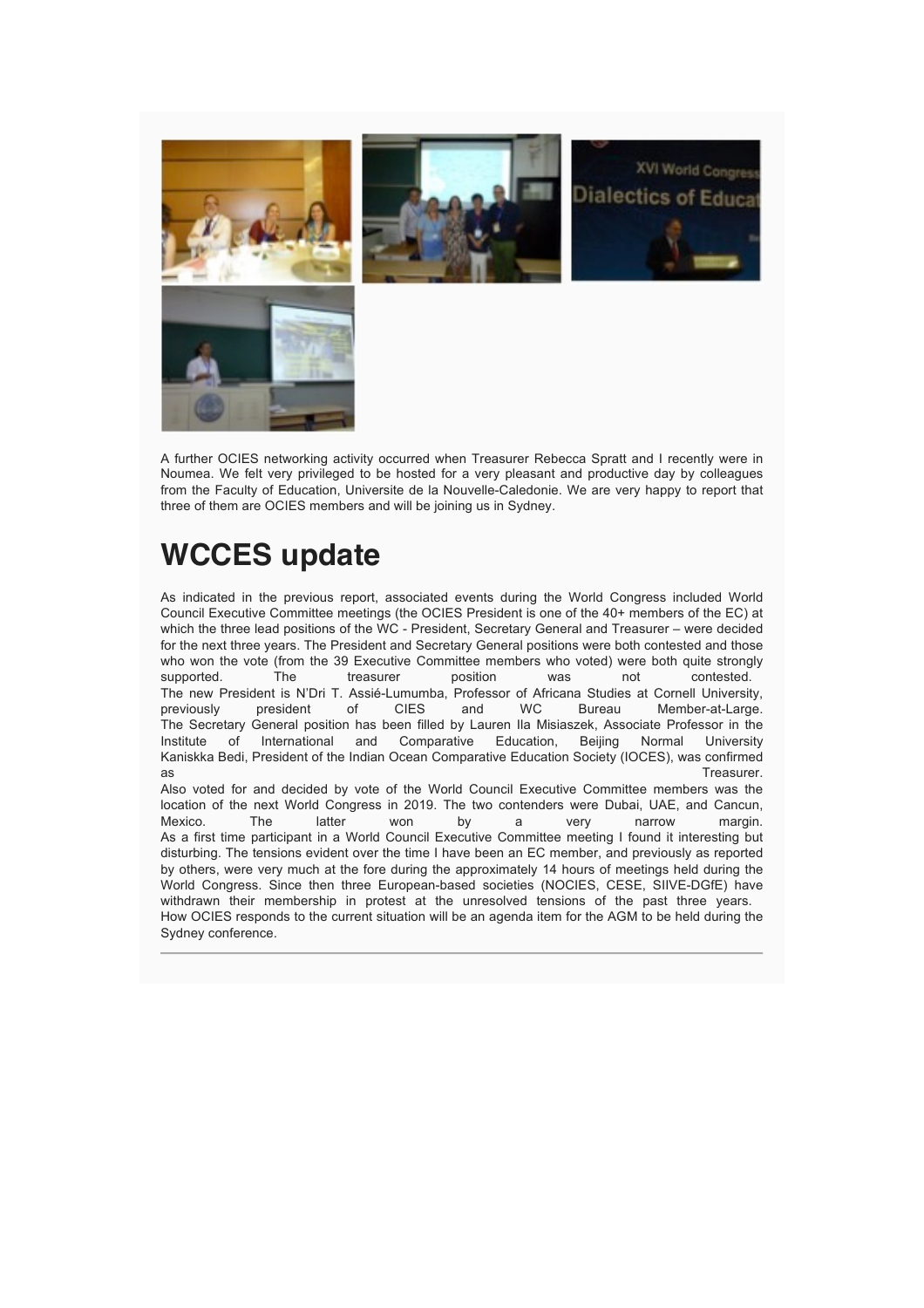A further OCIES networking activity occurred when Treasurer Rebecca Spratt and I recently were in Noumea. We felt very privileged to be hosted for a very pleasant and productive day by colleagues from the Faculty of Education, Universite de la Nouvelle-Caledonie. We are very happy to report that three of them are OCIES members and will be joining us in Sydney.

# WCCES update

As indicated in the previous report, associated events during the World Congress included World Council Executive Committee meetings (the OCIES President is one of the 40+ members of the EC) at which the three lead positions of the WC - President, Secretary General and Treasurer – were decided for the next three years. The President and Secretary General positions were both contested and those who won the vote (from the 39 Executive Committee members who voted) were both quite strongly supported. The treasurer position was not contested.

The new President is N'Dri T. Assié-Lumumba, Professor of Africana Studies at Cornell University, previously president of CIES and WC Bureau Member-at-Large.

The Secretary General position has been filled by Lauren Ila Misiaszek, Associate Professor in the Institute of International and Comparative Education, Beijing Normal University

Kaniskka Bedi, President of the Indian Ocean Comparative Education Society (IOCES), was confirmed as Treasurer.

Also voted for and decided by vote of the World Council Executive Committee members was the location of the next World Congress in 2019. The two contenders were Dubai, UAE, and Cancun, Mexico. The latter won by a very narrow margin.

As a first time participant in a World Council Executive Committee meeting I found it interesting but disturbing. The tensions evident over the time I have been an EC member, and previously as reported by others, were very much at the fore during the approximately 14 hours of meetings held during the World Congress. Since then three European-based societies (NOCIES, CESE, SIIVE-DGfE) have withdrawn their membership in protest at the unresolved tensions of the past three years.

How OCIES responds to the current situation will be an agenda item for the AGM to be held during the Sydney conference.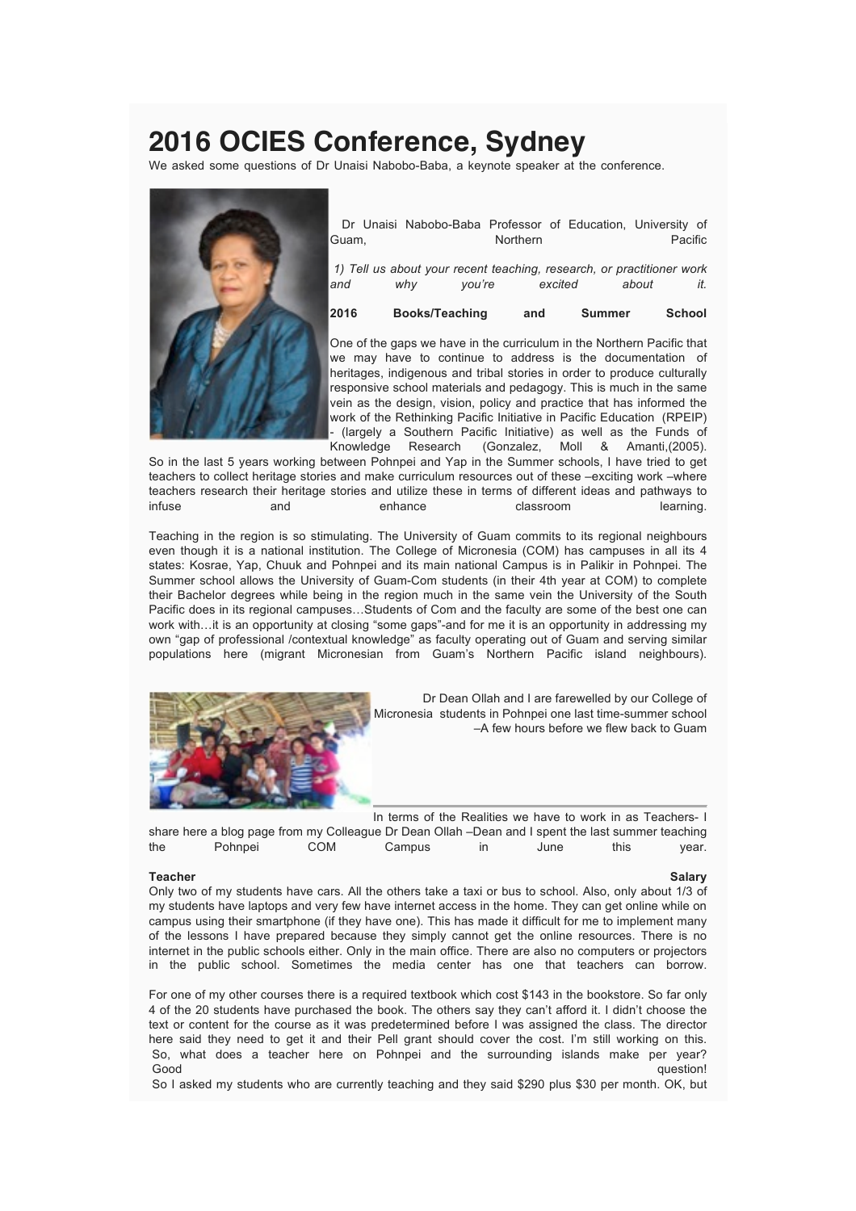# 2016 OCIES Conference, Sydney

We asked some questions of Dr Unaisi Nabobo-Baba, a keynote speaker at the conference.

Dr Unaisi Nabobo-Baba Professor of Education, University of Guam, Northern Pacific

*1) Tell us about your recent teaching, research, or practitioner work and why you're excited about it.*

**2016 Books/Teaching and Summer School**

One of the gaps we have in the curriculum in the Northern Pacific that we may have to continue to address is the documentation of heritages, indigenous and tribal stories in order to produce culturally responsive school materials and pedagogy. This is much in the same vein as the design, vision, policy and practice that has informed the work of the Rethinking Pacific Initiative in Pacific Education (RPEIP) - (largely a Southern Pacific Initiative) as well as the Funds of Knowledge Research (Gonzalez, Moll & Amanti,(2005). So in the last 5 years working between Pohnpei and Yap in the Summer schools, I have tried to get teachers to collect heritage stories and make curriculum resources out of these –exciting work –where teachers research their heritage stories and utilize these in terms of different ideas and pathways to infuse and enhance classroom learning.

Teaching in the region is so stimulating. The University of Guam commits to its regional neighbours even though it is a national institution. The College of Micronesia (COM) has campuses in all its 4 states: Kosrae, Yap, Chuuk and Pohnpei and its main national Campus is in Palikir in Pohnpei. The Summer school allows the University of Guam-Com students (in their 4th year at COM) to complete their Bachelor degrees while being in the region much in the same vein the University of the South Pacific does in its regional campuses…Students of Com and the faculty are some of the best one can work with…it is an opportunity at closing "some gaps"-and for me it is an opportunity in addressing my own "gap of professional /contextual knowledge" as faculty operating out of Guam and serving similar populations here (migrant Micronesian from Guam's Northern Pacific island neighbours).

Dr Dean Ollah and I are farewelled by our College of Micronesia students in Pohnpei one last time-summer school –A few hours before we flew back to Guam

In terms of the Realities we have to work in as Teachers- I share here a blog page from my Colleague Dr Dean Ollah –Dean and I spent the last summer teaching the Pohnpei COM Campus in June this year.

**Teacher Salary**

Only two of my students have cars. All the others take a taxi or bus to school. Also, only about 1/3 of my students have laptops and very few have internet access in the home. They can get online while on campus using their smartphone (if they have one). This has made it difficult for me to implement many of the lessons I have prepared because they simply cannot get the online resources. There is no internet in the public schools either. Only in the main office. There are also no computers or projectors in the public school. Sometimes the media center has one that teachers can borrow.

For one of my other courses there is a required textbook which cost $143 in the bookstore. So far only 4 of the 20 students have purchased the book. The others say they can't afford it. I didn't choose the text or content for the course as it was predetermined before I was assigned the class. The director here said they need to get it and their Pell grant should cover the cost. I'm still working on this.
So, what does a teacher here on Pohnpei and the surrounding islands make per year? Good question!
So I asked my students who are currently teaching and they said $290 plus $30 per month. OK, but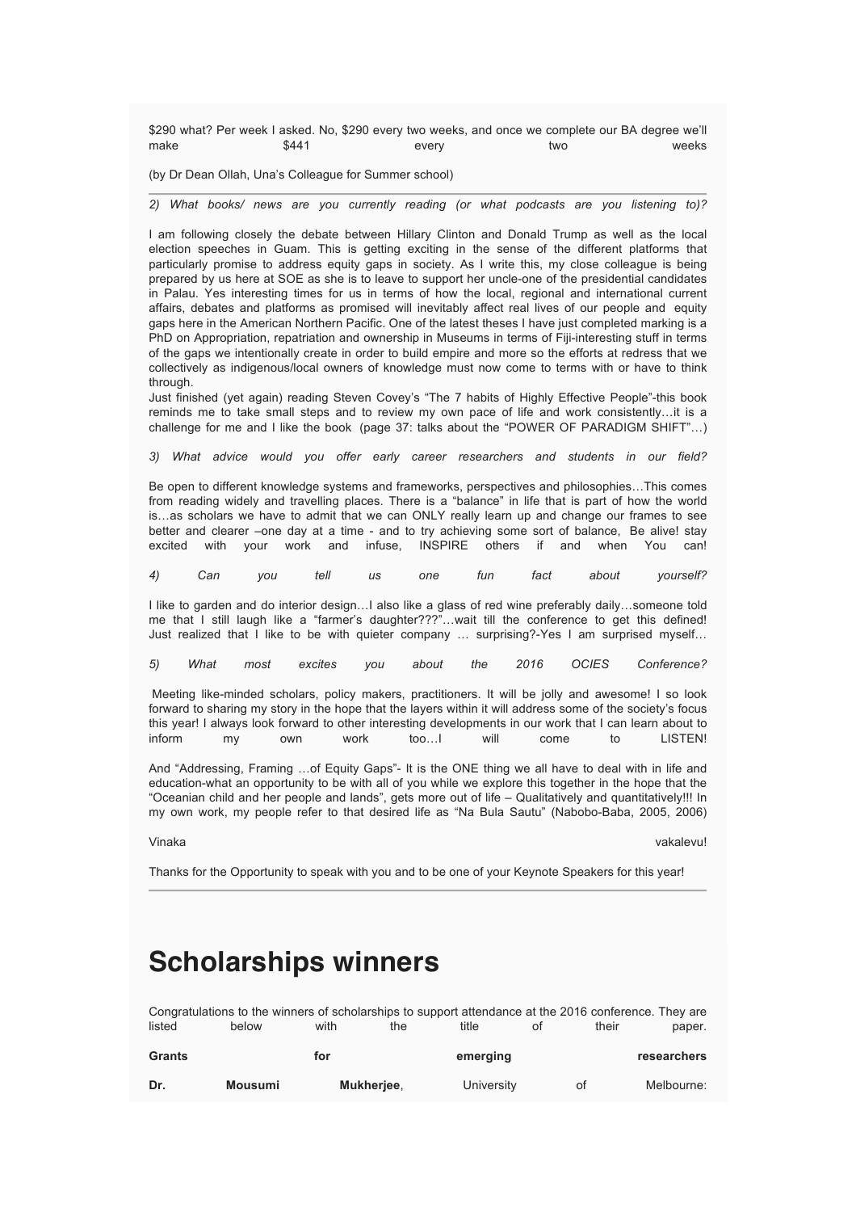$290 what? Per week I asked. No, $290 every two weeks, and once we complete our BA degree we'll make $441 every two weeks

(by Dr Dean Ollah, Una's Colleague for Summer school)

---

*2) What books/ news are you currently reading (or what podcasts are you listening to)?*

I am following closely the debate between Hillary Clinton and Donald Trump as well as the local election speeches in Guam. This is getting exciting in the sense of the different platforms that particularly promise to address equity gaps in society. As I write this, my close colleague is being prepared by us here at SOE as she is to leave to support her uncle-one of the presidential candidates in Palau. Yes interesting times for us in terms of how the local, regional and international current affairs, debates and platforms as promised will inevitably affect real lives of our people and equity gaps here in the American Northern Pacific. One of the latest theses I have just completed marking is a PhD on Appropriation, repatriation and ownership in Museums in terms of Fiji-interesting stuff in terms of the gaps we intentionally create in order to build empire and more so the efforts at redress that we collectively as indigenous/local owners of knowledge must now come to terms with or have to think through.
Just finished (yet again) reading Steven Covey's "The 7 habits of Highly Effective People"-this book reminds me to take small steps and to review my own pace of life and work consistently…it is a challenge for me and I like the book (page 37: talks about the "POWER OF PARADIGM SHIFT"…)

*3) What advice would you offer early career researchers and students in our field?*

Be open to different knowledge systems and frameworks, perspectives and philosophies…This comes from reading widely and travelling places. There is a "balance" in life that is part of how the world is…as scholars we have to admit that we can ONLY really learn up and change our frames to see better and clearer –one day at a time - and to try achieving some sort of balance, Be alive! stay excited with your work and infuse, INSPIRE others if and when You can!

*4) Can you tell us one fun fact about yourself?*

I like to garden and do interior design…I also like a glass of red wine preferably daily…someone told me that I still laugh like a "farmer's daughter???"…wait till the conference to get this defined! Just realized that I like to be with quieter company … surprising?-Yes I am surprised myself…

*5) What most excites you about the 2016 OCIES Conference?*

Meeting like-minded scholars, policy makers, practitioners. It will be jolly and awesome! I so look forward to sharing my story in the hope that the layers within it will address some of the society's focus this year! I always look forward to other interesting developments in our work that I can learn about to inform my own work too…I will come to LISTEN!

And "Addressing, Framing …of Equity Gaps"- It is the ONE thing we all have to deal with in life and education-what an opportunity to be with all of you while we explore this together in the hope that the "Oceanian child and her people and lands", gets more out of life – Qualitatively and quantitatively!!! In my own work, my people refer to that desired life as "Na Bula Sautu" (Nabobo-Baba, 2005, 2006)

Vinaka vakalevu!

Thanks for the Opportunity to speak with you and to be one of your Keynote Speakers for this year!

---

# Scholarships winners

Congratulations to the winners of scholarships to support attendance at the 2016 conference. They are listed below with the title of their paper.

**Grants for emerging researchers**

**Dr. Mousumi Mukherjee**, University of Melbourne: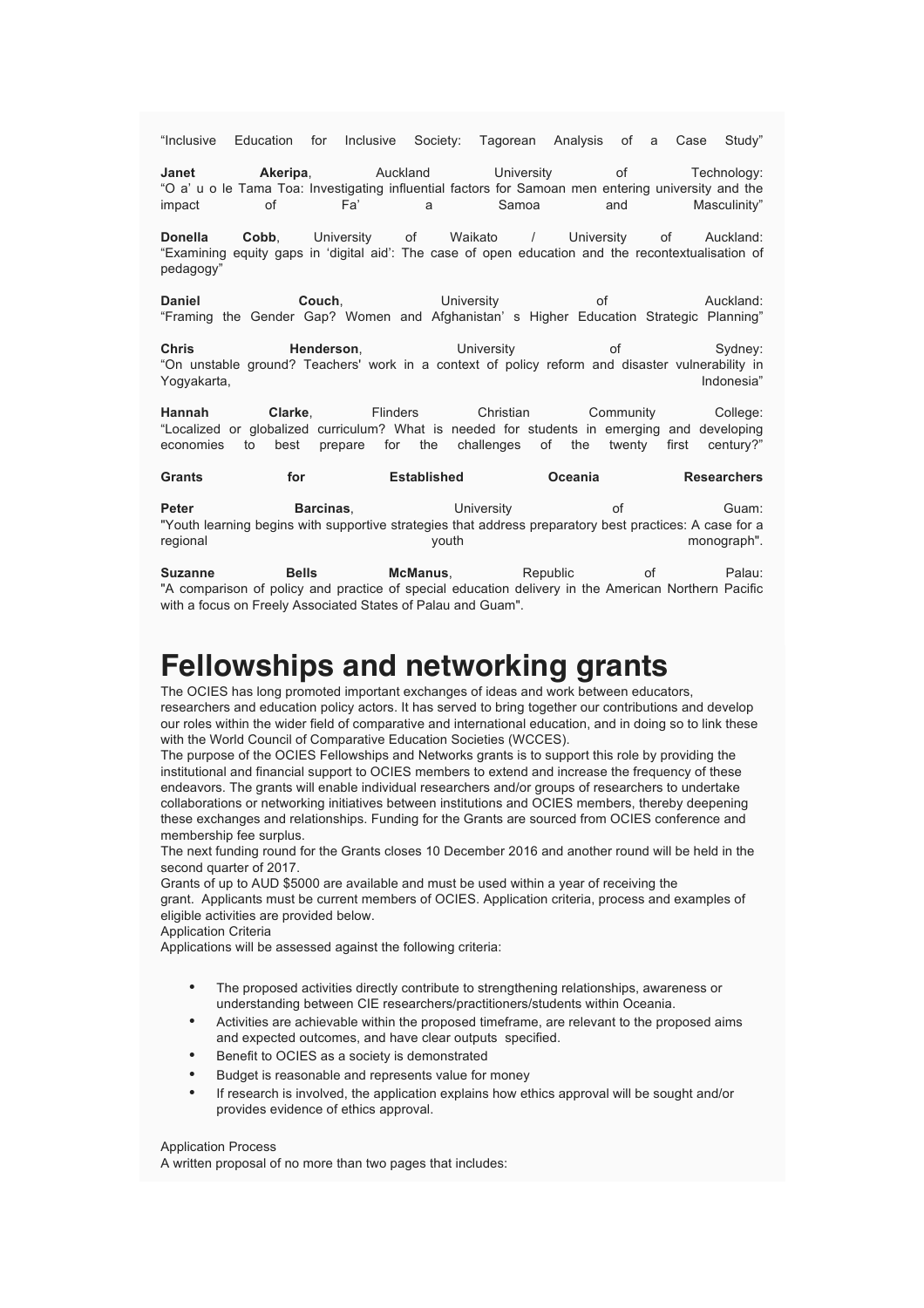"Inclusive Education for Inclusive Society: Tagorean Analysis of a Case Study"

**Janet Akeripa**, Auckland University of Technology: "O a' u o le Tama Toa: Investigating influential factors for Samoan men entering university and the impact of Fa' a Samoa and Masculinity"

**Donella Cobb**, University of Waikato / University of Auckland: "Examining equity gaps in 'digital aid': The case of open education and the recontextualisation of pedagogy"

**Daniel Couch**, University of Auckland: "Framing the Gender Gap? Women and Afghanistan' s Higher Education Strategic Planning"

**Chris Henderson**, University of Sydney: "On unstable ground? Teachers' work in a context of policy reform and disaster vulnerability in Yogyakarta, Indonesia"

**Hannah Clarke**, Flinders Christian Community College: "Localized or globalized curriculum? What is needed for students in emerging and developing economies to best prepare for the challenges of the twenty first century?"

**Grants for Established Oceania Researchers**

**Peter Barcinas**, University of Guam: "Youth learning begins with supportive strategies that address preparatory best practices: A case for a regional youth monograph".

**Suzanne Bells McManus**, Republic of Palau: "A comparison of policy and practice of special education delivery in the American Northern Pacific with a focus on Freely Associated States of Palau and Guam".

# Fellowships and networking grants

The OCIES has long promoted important exchanges of ideas and work between educators, researchers and education policy actors. It has served to bring together our contributions and develop our roles within the wider field of comparative and international education, and in doing so to link these with the World Council of Comparative Education Societies (WCCES).

The purpose of the OCIES Fellowships and Networks grants is to support this role by providing the institutional and financial support to OCIES members to extend and increase the frequency of these endeavors. The grants will enable individual researchers and/or groups of researchers to undertake collaborations or networking initiatives between institutions and OCIES members, thereby deepening these exchanges and relationships. Funding for the Grants are sourced from OCIES conference and membership fee surplus.

The next funding round for the Grants closes 10 December 2016 and another round will be held in the second quarter of 2017.

Grants of up to AUD $5000 are available and must be used within a year of receiving the grant. Applicants must be current members of OCIES. Application criteria, process and examples of eligible activities are provided below.

Application Criteria

Applications will be assessed against the following criteria:

- The proposed activities directly contribute to strengthening relationships, awareness or understanding between CIE researchers/practitioners/students within Oceania.
- Activities are achievable within the proposed timeframe, are relevant to the proposed aims and expected outcomes, and have clear outputs specified.
- Benefit to OCIES as a society is demonstrated
- Budget is reasonable and represents value for money
- If research is involved, the application explains how ethics approval will be sought and/or provides evidence of ethics approval.

Application Process

A written proposal of no more than two pages that includes: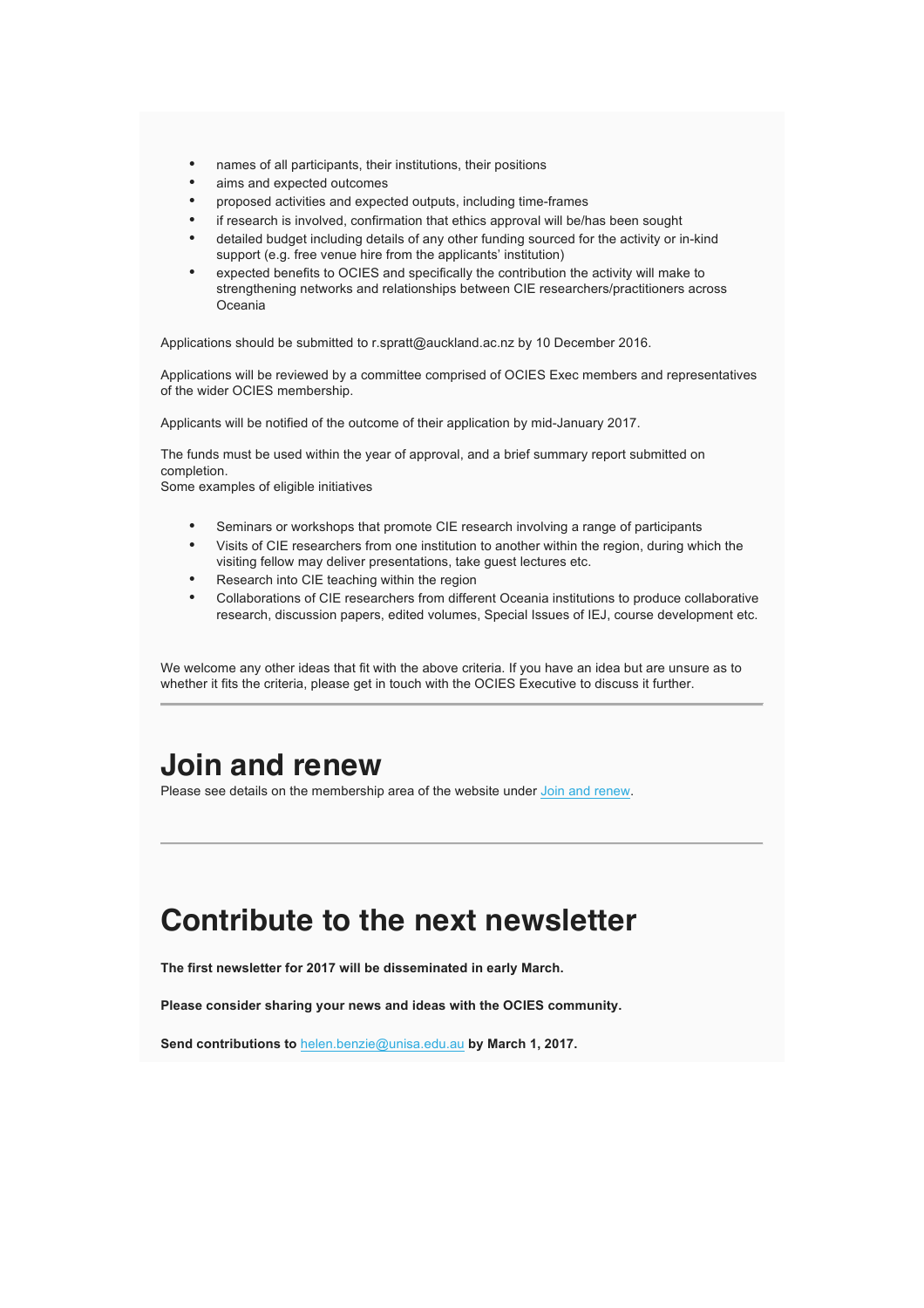- names of all participants, their institutions, their positions
- aims and expected outcomes
- proposed activities and expected outputs, including time-frames
- if research is involved, confirmation that ethics approval will be/has been sought
- detailed budget including details of any other funding sourced for the activity or in-kind support (e.g. free venue hire from the applicants' institution)
- expected benefits to OCIES and specifically the contribution the activity will make to strengthening networks and relationships between CIE researchers/practitioners across Oceania

Applications should be submitted to r.spratt@auckland.ac.nz by 10 December 2016.

Applications will be reviewed by a committee comprised of OCIES Exec members and representatives of the wider OCIES membership.

Applicants will be notified of the outcome of their application by mid-January 2017.

The funds must be used within the year of approval, and a brief summary report submitted on completion.
Some examples of eligible initiatives

- Seminars or workshops that promote CIE research involving a range of participants
- Visits of CIE researchers from one institution to another within the region, during which the visiting fellow may deliver presentations, take guest lectures etc.
- Research into CIE teaching within the region
- Collaborations of CIE researchers from different Oceania institutions to produce collaborative research, discussion papers, edited volumes, Special Issues of IEJ, course development etc.

We welcome any other ideas that fit with the above criteria. If you have an idea but are unsure as to whether it fits the criteria, please get in touch with the OCIES Executive to discuss it further.

---

# Join and renew

Please see details on the membership area of the website under Join and renew.

---

# Contribute to the next newsletter

**The first newsletter for 2017 will be disseminated in early March.**

**Please consider sharing your news and ideas with the OCIES community.**

**Send contributions to helen.benzie@unisa.edu.au by March 1, 2017.**